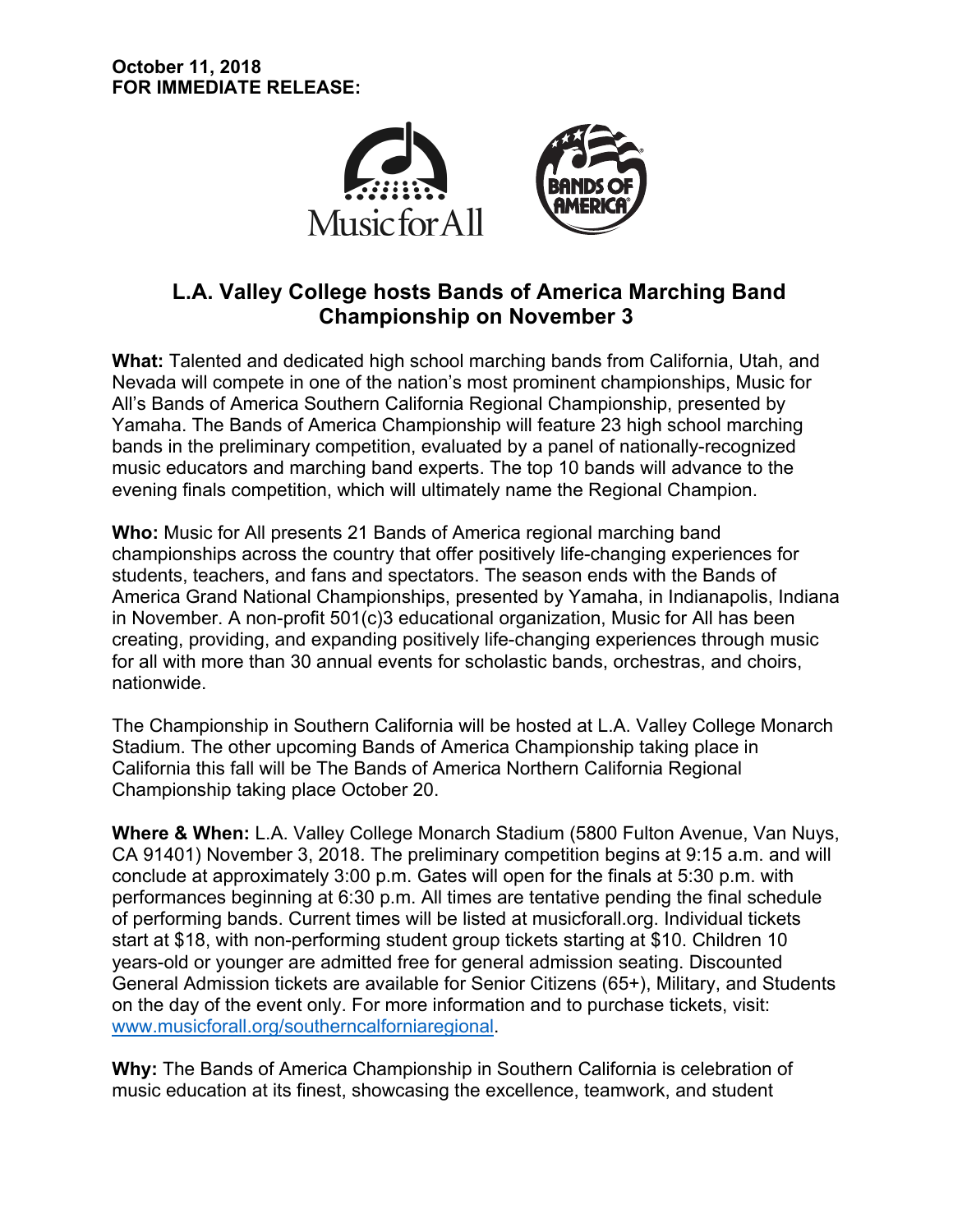**October 11, 2018**
**FOR IMMEDIATE RELEASE:**

# L.A. Valley College hosts Bands of America Marching Band Championship on November 3

**What:** Talented and dedicated high school marching bands from California, Utah, and Nevada will compete in one of the nation's most prominent championships, Music for All's Bands of America Southern California Regional Championship, presented by Yamaha. The Bands of America Championship will feature 23 high school marching bands in the preliminary competition, evaluated by a panel of nationally-recognized music educators and marching band experts. The top 10 bands will advance to the evening finals competition, which will ultimately name the Regional Champion.

**Who:** Music for All presents 21 Bands of America regional marching band championships across the country that offer positively life-changing experiences for students, teachers, and fans and spectators. The season ends with the Bands of America Grand National Championships, presented by Yamaha, in Indianapolis, Indiana in November. A non-profit 501(c)3 educational organization, Music for All has been creating, providing, and expanding positively life-changing experiences through music for all with more than 30 annual events for scholastic bands, orchestras, and choirs, nationwide.

The Championship in Southern California will be hosted at L.A. Valley College Monarch Stadium. The other upcoming Bands of America Championship taking place in California this fall will be The Bands of America Northern California Regional Championship taking place October 20.

**Where & When:** L.A. Valley College Monarch Stadium (5800 Fulton Avenue, Van Nuys, CA 91401) November 3, 2018. The preliminary competition begins at 9:15 a.m. and will conclude at approximately 3:00 p.m. Gates will open for the finals at 5:30 p.m. with performances beginning at 6:30 p.m. All times are tentative pending the final schedule of performing bands. Current times will be listed at musicforall.org. Individual tickets start at $18, with non-performing student group tickets starting at $10. Children 10 years-old or younger are admitted free for general admission seating. Discounted General Admission tickets are available for Senior Citizens (65+), Military, and Students on the day of the event only. For more information and to purchase tickets, visit: www.musicforall.org/southerncalforniaregional.

**Why:** The Bands of America Championship in Southern California is celebration of music education at its finest, showcasing the excellence, teamwork, and student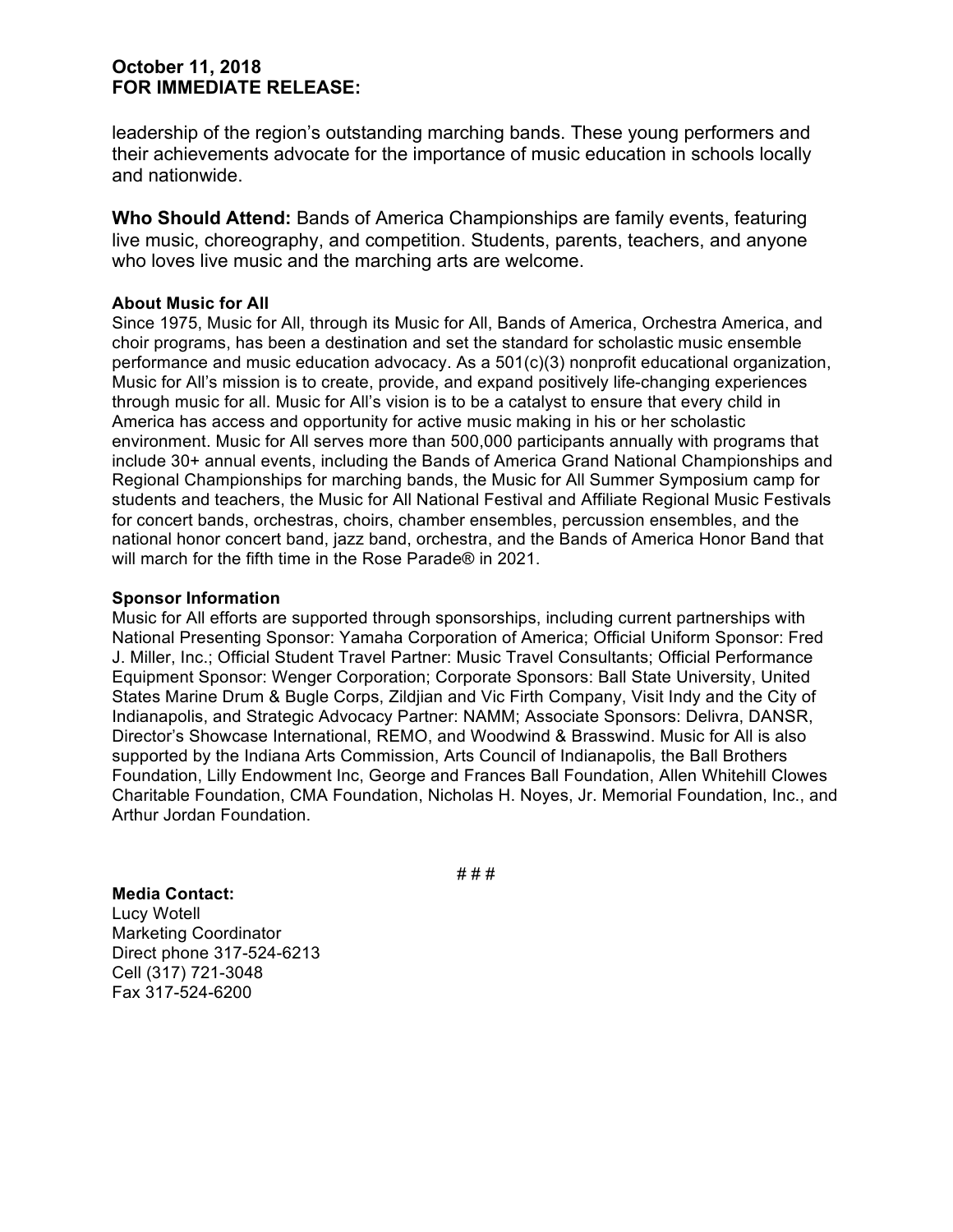**October 11, 2018**
**FOR IMMEDIATE RELEASE:**

leadership of the region's outstanding marching bands. These young performers and their achievements advocate for the importance of music education in schools locally and nationwide.

**Who Should Attend:** Bands of America Championships are family events, featuring live music, choreography, and competition. Students, parents, teachers, and anyone who loves live music and the marching arts are welcome.

**About Music for All**

Since 1975, Music for All, through its Music for All, Bands of America, Orchestra America, and choir programs, has been a destination and set the standard for scholastic music ensemble performance and music education advocacy. As a 501(c)(3) nonprofit educational organization, Music for All's mission is to create, provide, and expand positively life-changing experiences through music for all. Music for All's vision is to be a catalyst to ensure that every child in America has access and opportunity for active music making in his or her scholastic environment. Music for All serves more than 500,000 participants annually with programs that include 30+ annual events, including the Bands of America Grand National Championships and Regional Championships for marching bands, the Music for All Summer Symposium camp for students and teachers, the Music for All National Festival and Affiliate Regional Music Festivals for concert bands, orchestras, choirs, chamber ensembles, percussion ensembles, and the national honor concert band, jazz band, orchestra, and the Bands of America Honor Band that will march for the fifth time in the Rose Parade® in 2021.

**Sponsor Information**

Music for All efforts are supported through sponsorships, including current partnerships with National Presenting Sponsor: Yamaha Corporation of America; Official Uniform Sponsor: Fred J. Miller, Inc.; Official Student Travel Partner: Music Travel Consultants; Official Performance Equipment Sponsor: Wenger Corporation; Corporate Sponsors: Ball State University, United States Marine Drum & Bugle Corps, Zildjian and Vic Firth Company, Visit Indy and the City of Indianapolis, and Strategic Advocacy Partner: NAMM; Associate Sponsors: Delivra, DANSR, Director's Showcase International, REMO, and Woodwind & Brasswind. Music for All is also supported by the Indiana Arts Commission, Arts Council of Indianapolis, the Ball Brothers Foundation, Lilly Endowment Inc, George and Frances Ball Foundation, Allen Whitehill Clowes Charitable Foundation, CMA Foundation, Nicholas H. Noyes, Jr. Memorial Foundation, Inc., and Arthur Jordan Foundation.

# # #

**Media Contact:**
Lucy Wotell
Marketing Coordinator
Direct phone 317-524-6213
Cell (317) 721-3048
Fax 317-524-6200